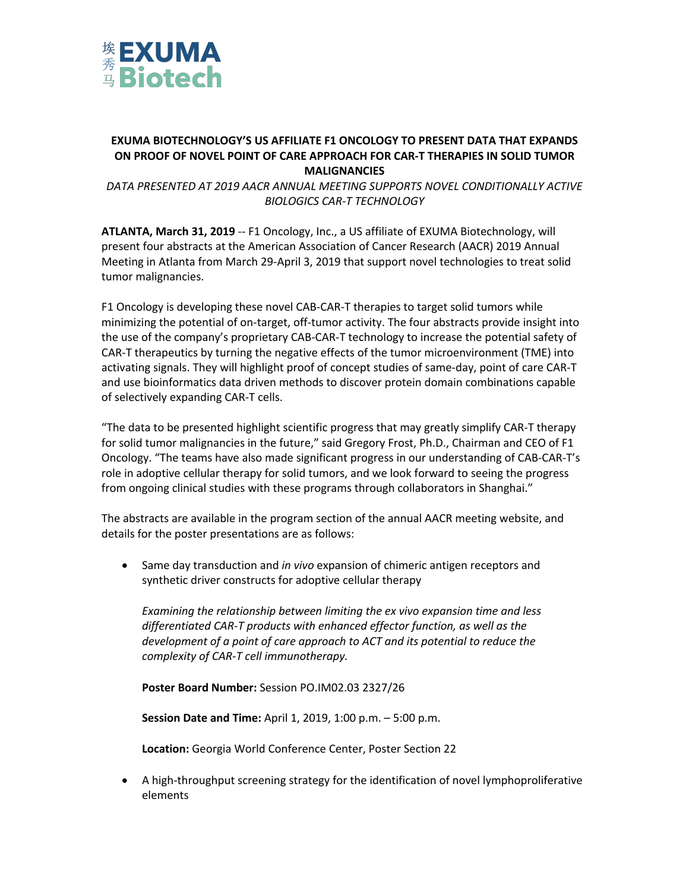埃秀马 EXUMA Biotech

**EXUMA BIOTECHNOLOGY'S US AFFILIATE F1 ONCOLOGY TO PRESENT DATA THAT EXPANDS ON PROOF OF NOVEL POINT OF CARE APPROACH FOR CAR-T THERAPIES IN SOLID TUMOR MALIGNANCIES**

*DATA PRESENTED AT 2019 AACR ANNUAL MEETING SUPPORTS NOVEL CONDITIONALLY ACTIVE BIOLOGICS CAR-T TECHNOLOGY*

**ATLANTA, March 31, 2019** -- F1 Oncology, Inc., a US affiliate of EXUMA Biotechnology, will present four abstracts at the American Association of Cancer Research (AACR) 2019 Annual Meeting in Atlanta from March 29-April 3, 2019 that support novel technologies to treat solid tumor malignancies.

F1 Oncology is developing these novel CAB-CAR-T therapies to target solid tumors while minimizing the potential of on-target, off-tumor activity. The four abstracts provide insight into the use of the company's proprietary CAB-CAR-T technology to increase the potential safety of CAR-T therapeutics by turning the negative effects of the tumor microenvironment (TME) into activating signals. They will highlight proof of concept studies of same-day, point of care CAR-T and use bioinformatics data driven methods to discover protein domain combinations capable of selectively expanding CAR-T cells.

"The data to be presented highlight scientific progress that may greatly simplify CAR-T therapy for solid tumor malignancies in the future," said Gregory Frost, Ph.D., Chairman and CEO of F1 Oncology. "The teams have also made significant progress in our understanding of CAB-CAR-T's role in adoptive cellular therapy for solid tumors, and we look forward to seeing the progress from ongoing clinical studies with these programs through collaborators in Shanghai."

The abstracts are available in the program section of the annual AACR meeting website, and details for the poster presentations are as follows:

- Same day transduction and *in vivo* expansion of chimeric antigen receptors and synthetic driver constructs for adoptive cellular therapy

  *Examining the relationship between limiting the ex vivo expansion time and less differentiated CAR-T products with enhanced effector function, as well as the development of a point of care approach to ACT and its potential to reduce the complexity of CAR-T cell immunotherapy.*

  **Poster Board Number:** Session PO.IM02.03 2327/26

  **Session Date and Time:** April 1, 2019, 1:00 p.m. – 5:00 p.m.

  **Location:** Georgia World Conference Center, Poster Section 22

- A high-throughput screening strategy for the identification of novel lymphoproliferative elements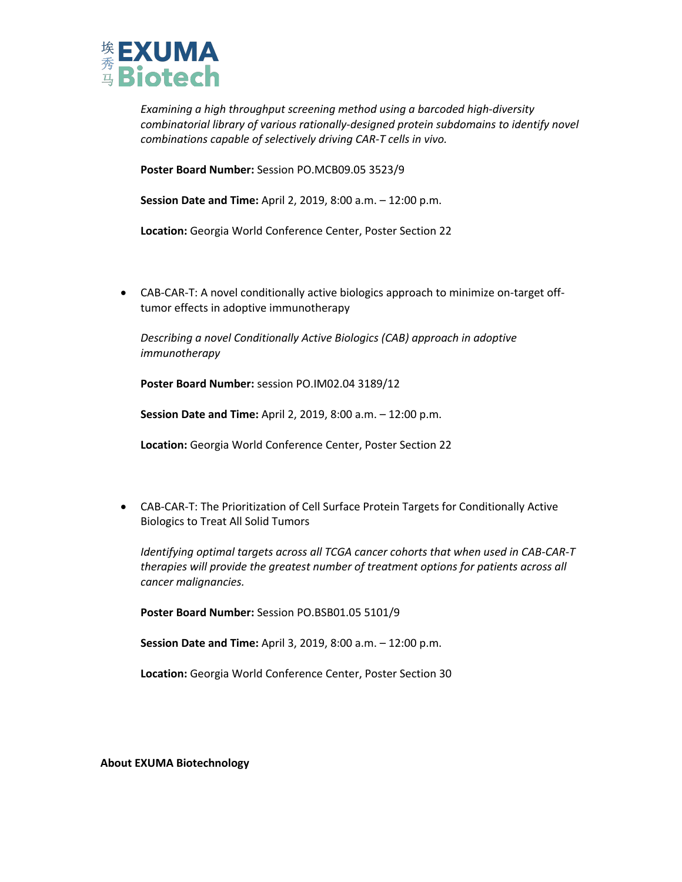*Examining a high throughput screening method using a barcoded high-diversity combinatorial library of various rationally-designed protein subdomains to identify novel combinations capable of selectively driving CAR-T cells in vivo.*

**Poster Board Number:** Session PO.MCB09.05 3523/9

**Session Date and Time:** April 2, 2019, 8:00 a.m. – 12:00 p.m.

**Location:** Georgia World Conference Center, Poster Section 22

- CAB-CAR-T: A novel conditionally active biologics approach to minimize on-target off-tumor effects in adoptive immunotherapy

  *Describing a novel Conditionally Active Biologics (CAB) approach in adoptive immunotherapy*

  **Poster Board Number:** session PO.IM02.04 3189/12

  **Session Date and Time:** April 2, 2019, 8:00 a.m. – 12:00 p.m.

  **Location:** Georgia World Conference Center, Poster Section 22

- CAB-CAR-T: The Prioritization of Cell Surface Protein Targets for Conditionally Active Biologics to Treat All Solid Tumors

  *Identifying optimal targets across all TCGA cancer cohorts that when used in CAB-CAR-T therapies will provide the greatest number of treatment options for patients across all cancer malignancies.*

  **Poster Board Number:** Session PO.BSB01.05 5101/9

  **Session Date and Time:** April 3, 2019, 8:00 a.m. – 12:00 p.m.

  **Location:** Georgia World Conference Center, Poster Section 30

**About EXUMA Biotechnology**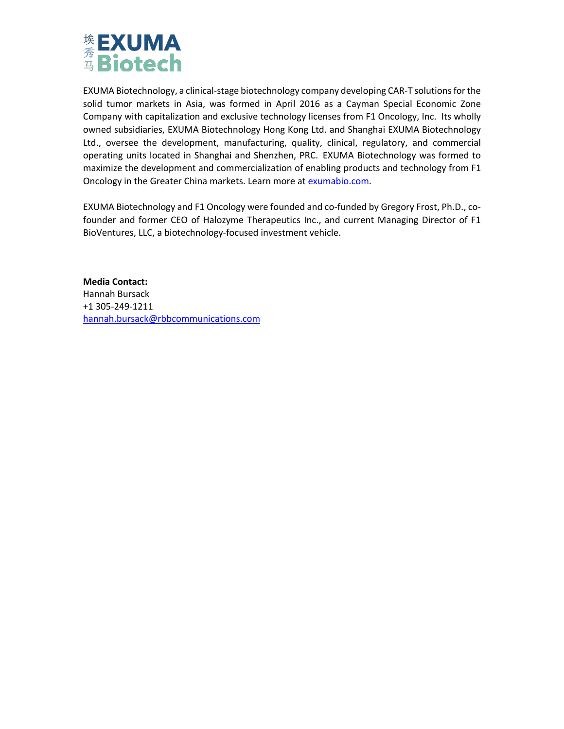埃秀马 EXUMA Biotech

EXUMA Biotechnology, a clinical-stage biotechnology company developing CAR-T solutions for the solid tumor markets in Asia, was formed in April 2016 as a Cayman Special Economic Zone Company with capitalization and exclusive technology licenses from F1 Oncology, Inc. Its wholly owned subsidiaries, EXUMA Biotechnology Hong Kong Ltd. and Shanghai EXUMA Biotechnology Ltd., oversee the development, manufacturing, quality, clinical, regulatory, and commercial operating units located in Shanghai and Shenzhen, PRC. EXUMA Biotechnology was formed to maximize the development and commercialization of enabling products and technology from F1 Oncology in the Greater China markets. Learn more at exumabio.com.

EXUMA Biotechnology and F1 Oncology were founded and co-funded by Gregory Frost, Ph.D., co-founder and former CEO of Halozyme Therapeutics Inc., and current Managing Director of F1 BioVentures, LLC, a biotechnology-focused investment vehicle.

**Media Contact:**
Hannah Bursack
+1 305-249-1211
hannah.bursack@rbbcommunications.com